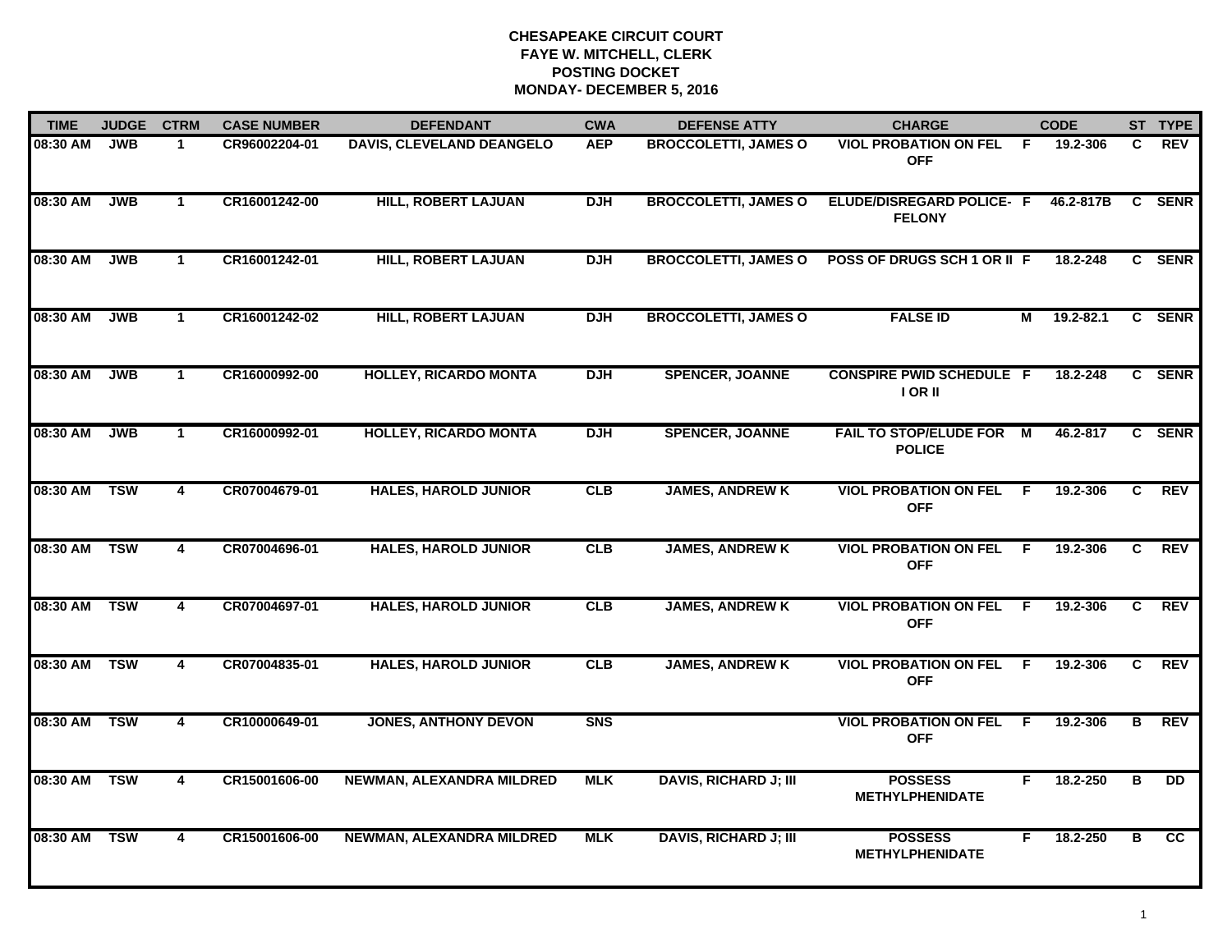**CHESAPEAKE CIRCUIT COURT**
**FAYE W. MITCHELL, CLERK**
**POSTING DOCKET**
**MONDAY- DECEMBER 5, 2016**

| TIME | JUDGE | CTRM | CASE NUMBER | DEFENDANT | CWA | DEFENSE ATTY | CHARGE | | CODE | ST | TYPE |
|---|---|---|---|---|---|---|---|---|---|---|---|
| 08:30 AM | JWB | 1 | CR96002204-01 | DAVIS, CLEVELAND DEANGELO | AEP | BROCCOLETTI, JAMES O | VIOL PROBATION ON FEL OFF | F | 19.2-306 | C | REV |
| 08:30 AM | JWB | 1 | CR16001242-00 | HILL, ROBERT LAJUAN | DJH | BROCCOLETTI, JAMES O | ELUDE/DISREGARD POLICE- FELONY | F | 46.2-817B | C | SENR |
| 08:30 AM | JWB | 1 | CR16001242-01 | HILL, ROBERT LAJUAN | DJH | BROCCOLETTI, JAMES O | POSS OF DRUGS SCH 1 OR II | F | 18.2-248 | C | SENR |
| 08:30 AM | JWB | 1 | CR16001242-02 | HILL, ROBERT LAJUAN | DJH | BROCCOLETTI, JAMES O | FALSE ID | M | 19.2-82.1 | C | SENR |
| 08:30 AM | JWB | 1 | CR16000992-00 | HOLLEY, RICARDO MONTA | DJH | SPENCER, JOANNE | CONSPIRE PWID SCHEDULE I OR II | F | 18.2-248 | C | SENR |
| 08:30 AM | JWB | 1 | CR16000992-01 | HOLLEY, RICARDO MONTA | DJH | SPENCER, JOANNE | FAIL TO STOP/ELUDE FOR POLICE | M | 46.2-817 | C | SENR |
| 08:30 AM | TSW | 4 | CR07004679-01 | HALES, HAROLD JUNIOR | CLB | JAMES, ANDREW K | VIOL PROBATION ON FEL OFF | F | 19.2-306 | C | REV |
| 08:30 AM | TSW | 4 | CR07004696-01 | HALES, HAROLD JUNIOR | CLB | JAMES, ANDREW K | VIOL PROBATION ON FEL OFF | F | 19.2-306 | C | REV |
| 08:30 AM | TSW | 4 | CR07004697-01 | HALES, HAROLD JUNIOR | CLB | JAMES, ANDREW K | VIOL PROBATION ON FEL OFF | F | 19.2-306 | C | REV |
| 08:30 AM | TSW | 4 | CR07004835-01 | HALES, HAROLD JUNIOR | CLB | JAMES, ANDREW K | VIOL PROBATION ON FEL OFF | F | 19.2-306 | C | REV |
| 08:30 AM | TSW | 4 | CR10000649-01 | JONES, ANTHONY DEVON | SNS | | VIOL PROBATION ON FEL OFF | F | 19.2-306 | B | REV |
| 08:30 AM | TSW | 4 | CR15001606-00 | NEWMAN, ALEXANDRA MILDRED | MLK | DAVIS, RICHARD J; III | POSSESS METHYLPHENIDATE | F | 18.2-250 | B | DD |
| 08:30 AM | TSW | 4 | CR15001606-00 | NEWMAN, ALEXANDRA MILDRED | MLK | DAVIS, RICHARD J; III | POSSESS METHYLPHENIDATE | F | 18.2-250 | B | CC |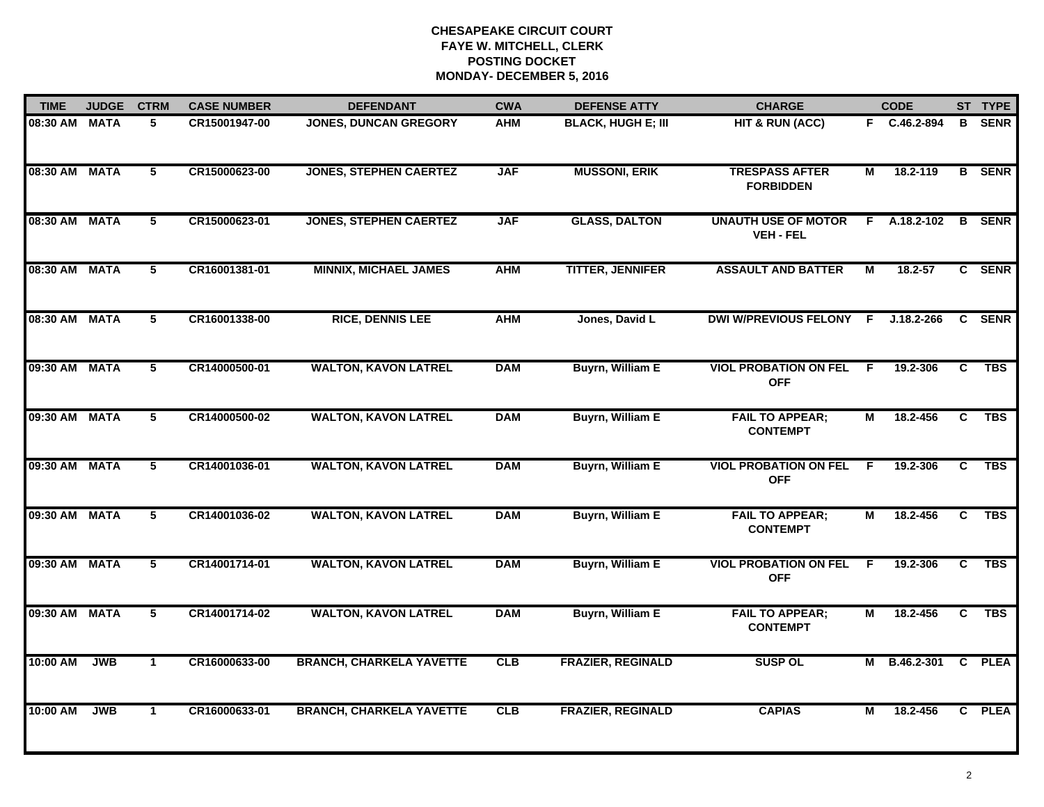# CHESAPEAKE CIRCUIT COURT
## FAYE W. MITCHELL, CLERK
## POSTING DOCKET
## MONDAY- DECEMBER 5, 2016

| TIME | JUDGE | CTRM | CASE NUMBER | DEFENDANT | CWA | DEFENSE ATTY | CHARGE | | CODE | ST | TYPE |
|---|---|---|---|---|---|---|---|---|---|---|---|
| 08:30 AM | MATA | 5 | CR15001947-00 | JONES, DUNCAN GREGORY | AHM | BLACK, HUGH E; III | HIT & RUN (ACC) | F | C.46.2-894 | B | SENR |
| 08:30 AM | MATA | 5 | CR15000623-00 | JONES, STEPHEN CAERTEZ | JAF | MUSSONI, ERIK | TRESPASS AFTER FORBIDDEN | M | 18.2-119 | B | SENR |
| 08:30 AM | MATA | 5 | CR15000623-01 | JONES, STEPHEN CAERTEZ | JAF | GLASS, DALTON | UNAUTH USE OF MOTOR VEH - FEL | F | A.18.2-102 | B | SENR |
| 08:30 AM | MATA | 5 | CR16001381-01 | MINNIX, MICHAEL JAMES | AHM | TITTER, JENNIFER | ASSAULT AND BATTER | M | 18.2-57 | C | SENR |
| 08:30 AM | MATA | 5 | CR16001338-00 | RICE, DENNIS LEE | AHM | Jones, David L | DWI W/PREVIOUS FELONY | F | J.18.2-266 | C | SENR |
| 09:30 AM | MATA | 5 | CR14000500-01 | WALTON, KAVON LATREL | DAM | Buyrn, William E | VIOL PROBATION ON FEL OFF | F | 19.2-306 | C | TBS |
| 09:30 AM | MATA | 5 | CR14000500-02 | WALTON, KAVON LATREL | DAM | Buyrn, William E | FAIL TO APPEAR; CONTEMPT | M | 18.2-456 | C | TBS |
| 09:30 AM | MATA | 5 | CR14001036-01 | WALTON, KAVON LATREL | DAM | Buyrn, William E | VIOL PROBATION ON FEL OFF | F | 19.2-306 | C | TBS |
| 09:30 AM | MATA | 5 | CR14001036-02 | WALTON, KAVON LATREL | DAM | Buyrn, William E | FAIL TO APPEAR; CONTEMPT | M | 18.2-456 | C | TBS |
| 09:30 AM | MATA | 5 | CR14001714-01 | WALTON, KAVON LATREL | DAM | Buyrn, William E | VIOL PROBATION ON FEL OFF | F | 19.2-306 | C | TBS |
| 09:30 AM | MATA | 5 | CR14001714-02 | WALTON, KAVON LATREL | DAM | Buyrn, William E | FAIL TO APPEAR; CONTEMPT | M | 18.2-456 | C | TBS |
| 10:00 AM | JWB | 1 | CR16000633-00 | BRANCH, CHARKELA YAVETTE | CLB | FRAZIER, REGINALD | SUSP OL | M | B.46.2-301 | C | PLEA |
| 10:00 AM | JWB | 1 | CR16000633-01 | BRANCH, CHARKELA YAVETTE | CLB | FRAZIER, REGINALD | CAPIAS | M | 18.2-456 | C | PLEA |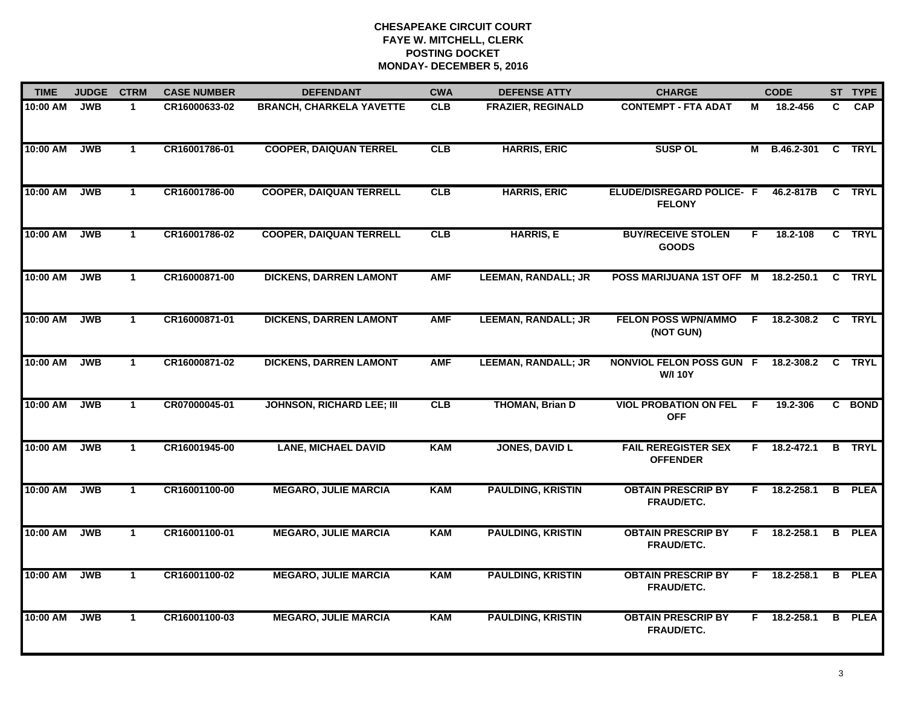**CHESAPEAKE CIRCUIT COURT**
**FAYE W. MITCHELL, CLERK**
**POSTING DOCKET**
**MONDAY- DECEMBER 5, 2016**

| TIME | JUDGE | CTRM | CASE NUMBER | DEFENDANT | CWA | DEFENSE ATTY | CHARGE | | CODE | ST | TYPE |
|---|---|---|---|---|---|---|---|---|---|---|---|
| 10:00 AM | JWB | 1 | CR16000633-02 | BRANCH, CHARKELA YAVETTE | CLB | FRAZIER, REGINALD | CONTEMPT - FTA ADAT | M | 18.2-456 | C | CAP |
| 10:00 AM | JWB | 1 | CR16001786-01 | COOPER, DAIQUAN TERREL | CLB | HARRIS, ERIC | SUSP OL | M | B.46.2-301 | C | TRYL |
| 10:00 AM | JWB | 1 | CR16001786-00 | COOPER, DAIQUAN TERRELL | CLB | HARRIS, ERIC | ELUDE/DISREGARD POLICE- FELONY | F | 46.2-817B | C | TRYL |
| 10:00 AM | JWB | 1 | CR16001786-02 | COOPER, DAIQUAN TERRELL | CLB | HARRIS, E | BUY/RECEIVE STOLEN GOODS | F | 18.2-108 | C | TRYL |
| 10:00 AM | JWB | 1 | CR16000871-00 | DICKENS, DARREN LAMONT | AMF | LEEMAN, RANDALL; JR | POSS MARIJUANA 1ST OFF | M | 18.2-250.1 | C | TRYL |
| 10:00 AM | JWB | 1 | CR16000871-01 | DICKENS, DARREN LAMONT | AMF | LEEMAN, RANDALL; JR | FELON POSS WPN/AMMO (NOT GUN) | F | 18.2-308.2 | C | TRYL |
| 10:00 AM | JWB | 1 | CR16000871-02 | DICKENS, DARREN LAMONT | AMF | LEEMAN, RANDALL; JR | NONVIOL FELON POSS GUN W/I 10Y | F | 18.2-308.2 | C | TRYL |
| 10:00 AM | JWB | 1 | CR07000045-01 | JOHNSON, RICHARD LEE; III | CLB | THOMAN, Brian D | VIOL PROBATION ON FEL OFF | F | 19.2-306 | C | BOND |
| 10:00 AM | JWB | 1 | CR16001945-00 | LANE, MICHAEL DAVID | KAM | JONES, DAVID L | FAIL REREGISTER SEX OFFENDER | F | 18.2-472.1 | B | TRYL |
| 10:00 AM | JWB | 1 | CR16001100-00 | MEGARO, JULIE MARCIA | KAM | PAULDING, KRISTIN | OBTAIN PRESCRIP BY FRAUD/ETC. | F | 18.2-258.1 | B | PLEA |
| 10:00 AM | JWB | 1 | CR16001100-01 | MEGARO, JULIE MARCIA | KAM | PAULDING, KRISTIN | OBTAIN PRESCRIP BY FRAUD/ETC. | F | 18.2-258.1 | B | PLEA |
| 10:00 AM | JWB | 1 | CR16001100-02 | MEGARO, JULIE MARCIA | KAM | PAULDING, KRISTIN | OBTAIN PRESCRIP BY FRAUD/ETC. | F | 18.2-258.1 | B | PLEA |
| 10:00 AM | JWB | 1 | CR16001100-03 | MEGARO, JULIE MARCIA | KAM | PAULDING, KRISTIN | OBTAIN PRESCRIP BY FRAUD/ETC. | F | 18.2-258.1 | B | PLEA |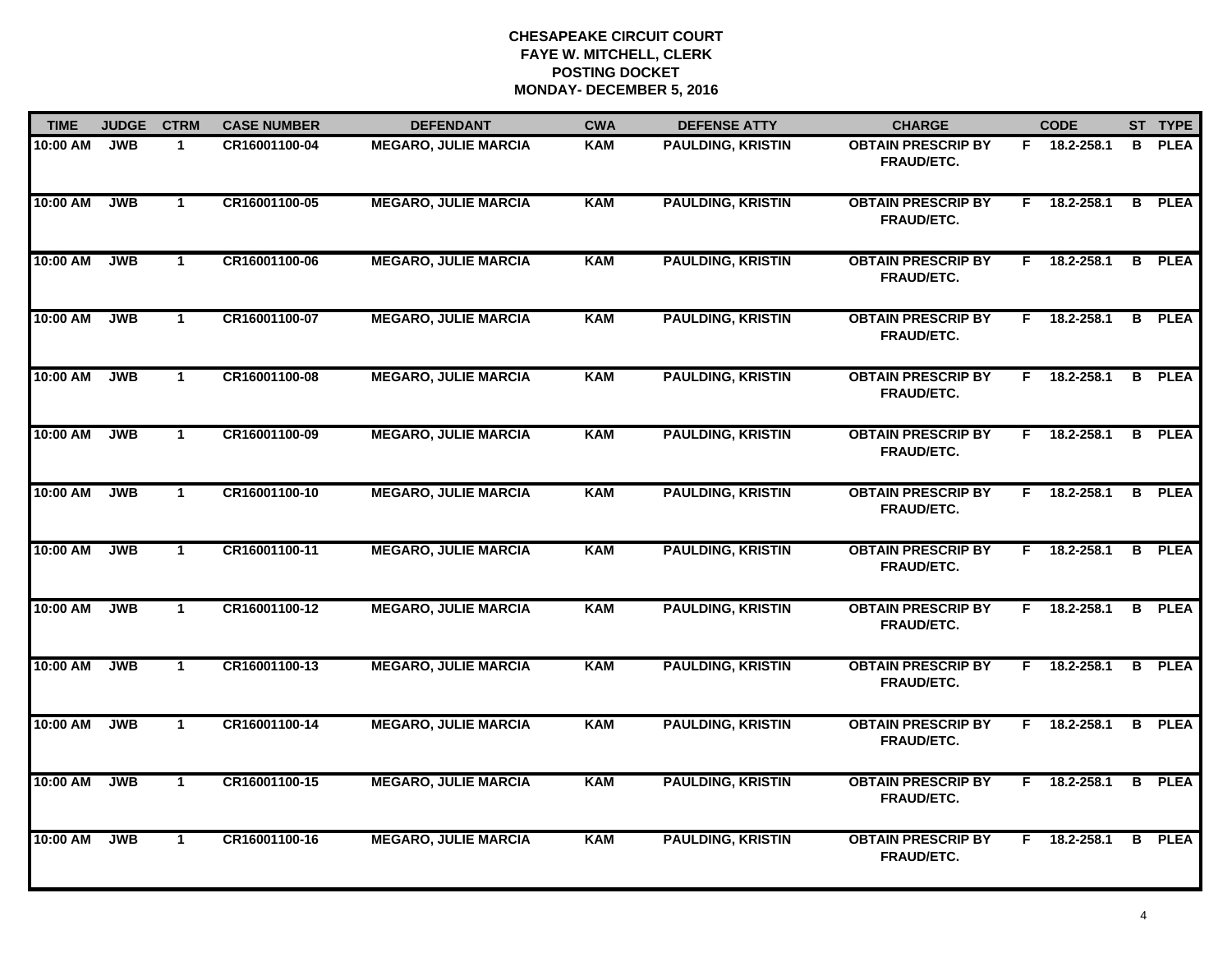# CHESAPEAKE CIRCUIT COURT
## FAYE W. MITCHELL, CLERK
## POSTING DOCKET
## MONDAY- DECEMBER 5, 2016

| TIME | JUDGE | CTRM | CASE NUMBER | DEFENDANT | CWA | DEFENSE ATTY | CHARGE | | CODE | ST | TYPE |
|---|---|---|---|---|---|---|---|---|---|---|---|
| 10:00 AM | JWB | 1 | CR16001100-04 | MEGARO, JULIE MARCIA | KAM | PAULDING, KRISTIN | OBTAIN PRESCRIP BY FRAUD/ETC. | F | 18.2-258.1 | B | PLEA |
| 10:00 AM | JWB | 1 | CR16001100-05 | MEGARO, JULIE MARCIA | KAM | PAULDING, KRISTIN | OBTAIN PRESCRIP BY FRAUD/ETC. | F | 18.2-258.1 | B | PLEA |
| 10:00 AM | JWB | 1 | CR16001100-06 | MEGARO, JULIE MARCIA | KAM | PAULDING, KRISTIN | OBTAIN PRESCRIP BY FRAUD/ETC. | F | 18.2-258.1 | B | PLEA |
| 10:00 AM | JWB | 1 | CR16001100-07 | MEGARO, JULIE MARCIA | KAM | PAULDING, KRISTIN | OBTAIN PRESCRIP BY FRAUD/ETC. | F | 18.2-258.1 | B | PLEA |
| 10:00 AM | JWB | 1 | CR16001100-08 | MEGARO, JULIE MARCIA | KAM | PAULDING, KRISTIN | OBTAIN PRESCRIP BY FRAUD/ETC. | F | 18.2-258.1 | B | PLEA |
| 10:00 AM | JWB | 1 | CR16001100-09 | MEGARO, JULIE MARCIA | KAM | PAULDING, KRISTIN | OBTAIN PRESCRIP BY FRAUD/ETC. | F | 18.2-258.1 | B | PLEA |
| 10:00 AM | JWB | 1 | CR16001100-10 | MEGARO, JULIE MARCIA | KAM | PAULDING, KRISTIN | OBTAIN PRESCRIP BY FRAUD/ETC. | F | 18.2-258.1 | B | PLEA |
| 10:00 AM | JWB | 1 | CR16001100-11 | MEGARO, JULIE MARCIA | KAM | PAULDING, KRISTIN | OBTAIN PRESCRIP BY FRAUD/ETC. | F | 18.2-258.1 | B | PLEA |
| 10:00 AM | JWB | 1 | CR16001100-12 | MEGARO, JULIE MARCIA | KAM | PAULDING, KRISTIN | OBTAIN PRESCRIP BY FRAUD/ETC. | F | 18.2-258.1 | B | PLEA |
| 10:00 AM | JWB | 1 | CR16001100-13 | MEGARO, JULIE MARCIA | KAM | PAULDING, KRISTIN | OBTAIN PRESCRIP BY FRAUD/ETC. | F | 18.2-258.1 | B | PLEA |
| 10:00 AM | JWB | 1 | CR16001100-14 | MEGARO, JULIE MARCIA | KAM | PAULDING, KRISTIN | OBTAIN PRESCRIP BY FRAUD/ETC. | F | 18.2-258.1 | B | PLEA |
| 10:00 AM | JWB | 1 | CR16001100-15 | MEGARO, JULIE MARCIA | KAM | PAULDING, KRISTIN | OBTAIN PRESCRIP BY FRAUD/ETC. | F | 18.2-258.1 | B | PLEA |
| 10:00 AM | JWB | 1 | CR16001100-16 | MEGARO, JULIE MARCIA | KAM | PAULDING, KRISTIN | OBTAIN PRESCRIP BY FRAUD/ETC. | F | 18.2-258.1 | B | PLEA |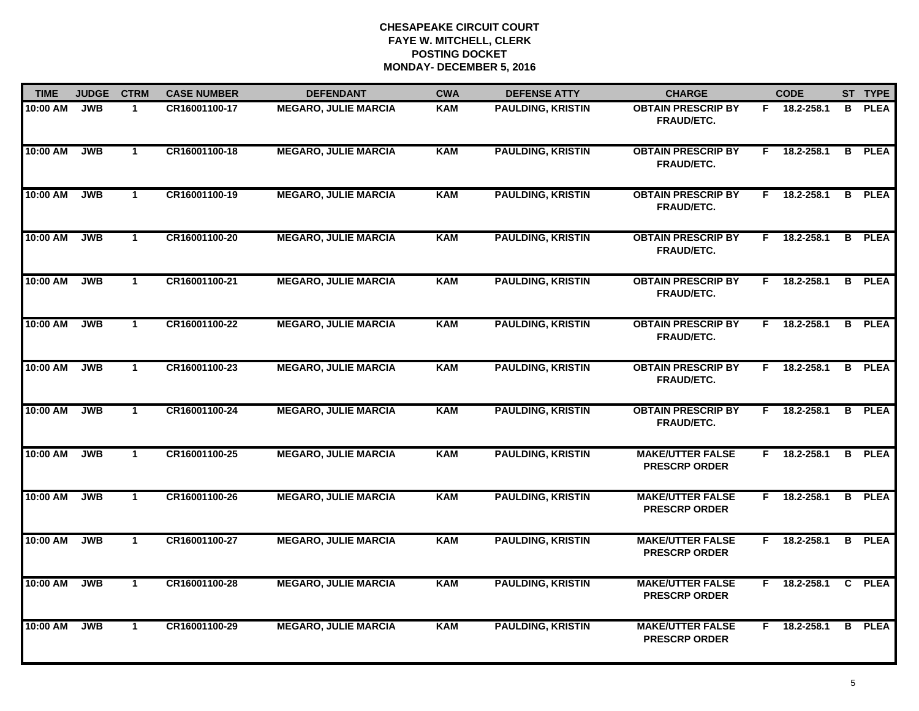**CHESAPEAKE CIRCUIT COURT**
**FAYE W. MITCHELL, CLERK**
**POSTING DOCKET**
**MONDAY- DECEMBER 5, 2016**

| TIME | JUDGE | CTRM | CASE NUMBER | DEFENDANT | CWA | DEFENSE ATTY | CHARGE | | CODE | ST | TYPE |
|---|---|---|---|---|---|---|---|---|---|---|---|
| 10:00 AM | JWB | 1 | CR16001100-17 | MEGARO, JULIE MARCIA | KAM | PAULDING, KRISTIN | OBTAIN PRESCRIP BY FRAUD/ETC. | F | 18.2-258.1 | B | PLEA |
| 10:00 AM | JWB | 1 | CR16001100-18 | MEGARO, JULIE MARCIA | KAM | PAULDING, KRISTIN | OBTAIN PRESCRIP BY FRAUD/ETC. | F | 18.2-258.1 | B | PLEA |
| 10:00 AM | JWB | 1 | CR16001100-19 | MEGARO, JULIE MARCIA | KAM | PAULDING, KRISTIN | OBTAIN PRESCRIP BY FRAUD/ETC. | F | 18.2-258.1 | B | PLEA |
| 10:00 AM | JWB | 1 | CR16001100-20 | MEGARO, JULIE MARCIA | KAM | PAULDING, KRISTIN | OBTAIN PRESCRIP BY FRAUD/ETC. | F | 18.2-258.1 | B | PLEA |
| 10:00 AM | JWB | 1 | CR16001100-21 | MEGARO, JULIE MARCIA | KAM | PAULDING, KRISTIN | OBTAIN PRESCRIP BY FRAUD/ETC. | F | 18.2-258.1 | B | PLEA |
| 10:00 AM | JWB | 1 | CR16001100-22 | MEGARO, JULIE MARCIA | KAM | PAULDING, KRISTIN | OBTAIN PRESCRIP BY FRAUD/ETC. | F | 18.2-258.1 | B | PLEA |
| 10:00 AM | JWB | 1 | CR16001100-23 | MEGARO, JULIE MARCIA | KAM | PAULDING, KRISTIN | OBTAIN PRESCRIP BY FRAUD/ETC. | F | 18.2-258.1 | B | PLEA |
| 10:00 AM | JWB | 1 | CR16001100-24 | MEGARO, JULIE MARCIA | KAM | PAULDING, KRISTIN | OBTAIN PRESCRIP BY FRAUD/ETC. | F | 18.2-258.1 | B | PLEA |
| 10:00 AM | JWB | 1 | CR16001100-25 | MEGARO, JULIE MARCIA | KAM | PAULDING, KRISTIN | MAKE/UTTER FALSE PRESCRP ORDER | F | 18.2-258.1 | B | PLEA |
| 10:00 AM | JWB | 1 | CR16001100-26 | MEGARO, JULIE MARCIA | KAM | PAULDING, KRISTIN | MAKE/UTTER FALSE PRESCRP ORDER | F | 18.2-258.1 | B | PLEA |
| 10:00 AM | JWB | 1 | CR16001100-27 | MEGARO, JULIE MARCIA | KAM | PAULDING, KRISTIN | MAKE/UTTER FALSE PRESCRP ORDER | F | 18.2-258.1 | B | PLEA |
| 10:00 AM | JWB | 1 | CR16001100-28 | MEGARO, JULIE MARCIA | KAM | PAULDING, KRISTIN | MAKE/UTTER FALSE PRESCRP ORDER | F | 18.2-258.1 | C | PLEA |
| 10:00 AM | JWB | 1 | CR16001100-29 | MEGARO, JULIE MARCIA | KAM | PAULDING, KRISTIN | MAKE/UTTER FALSE PRESCRP ORDER | F | 18.2-258.1 | B | PLEA |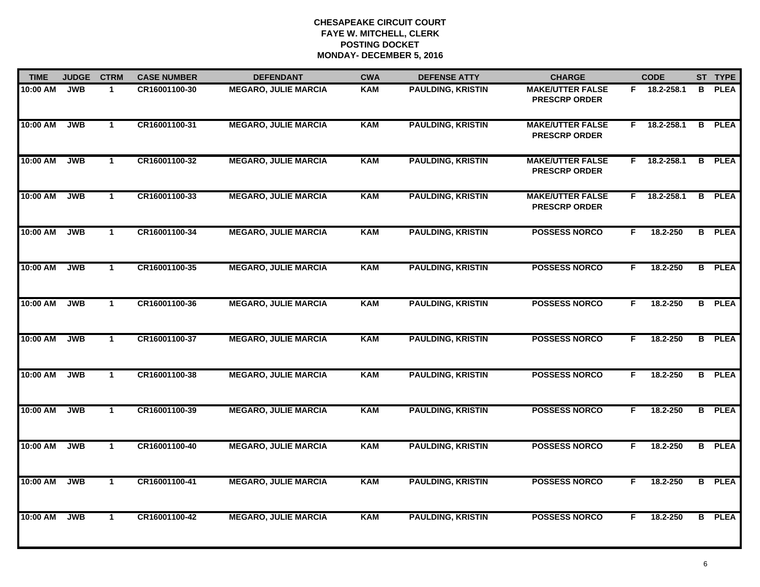**CHESAPEAKE CIRCUIT COURT**
**FAYE W. MITCHELL, CLERK**
**POSTING DOCKET**
**MONDAY- DECEMBER 5, 2016**

| TIME | JUDGE | CTRM | CASE NUMBER | DEFENDANT | CWA | DEFENSE ATTY | CHARGE | | CODE | ST | TYPE |
|---|---|---|---|---|---|---|---|---|---|---|---|
| 10:00 AM | JWB | 1 | CR16001100-30 | MEGARO, JULIE MARCIA | KAM | PAULDING, KRISTIN | MAKE/UTTER FALSE PRESCRP ORDER | F | 18.2-258.1 | B | PLEA |
| 10:00 AM | JWB | 1 | CR16001100-31 | MEGARO, JULIE MARCIA | KAM | PAULDING, KRISTIN | MAKE/UTTER FALSE PRESCRP ORDER | F | 18.2-258.1 | B | PLEA |
| 10:00 AM | JWB | 1 | CR16001100-32 | MEGARO, JULIE MARCIA | KAM | PAULDING, KRISTIN | MAKE/UTTER FALSE PRESCRP ORDER | F | 18.2-258.1 | B | PLEA |
| 10:00 AM | JWB | 1 | CR16001100-33 | MEGARO, JULIE MARCIA | KAM | PAULDING, KRISTIN | MAKE/UTTER FALSE PRESCRP ORDER | F | 18.2-258.1 | B | PLEA |
| 10:00 AM | JWB | 1 | CR16001100-34 | MEGARO, JULIE MARCIA | KAM | PAULDING, KRISTIN | POSSESS NORCO | F | 18.2-250 | B | PLEA |
| 10:00 AM | JWB | 1 | CR16001100-35 | MEGARO, JULIE MARCIA | KAM | PAULDING, KRISTIN | POSSESS NORCO | F | 18.2-250 | B | PLEA |
| 10:00 AM | JWB | 1 | CR16001100-36 | MEGARO, JULIE MARCIA | KAM | PAULDING, KRISTIN | POSSESS NORCO | F | 18.2-250 | B | PLEA |
| 10:00 AM | JWB | 1 | CR16001100-37 | MEGARO, JULIE MARCIA | KAM | PAULDING, KRISTIN | POSSESS NORCO | F | 18.2-250 | B | PLEA |
| 10:00 AM | JWB | 1 | CR16001100-38 | MEGARO, JULIE MARCIA | KAM | PAULDING, KRISTIN | POSSESS NORCO | F | 18.2-250 | B | PLEA |
| 10:00 AM | JWB | 1 | CR16001100-39 | MEGARO, JULIE MARCIA | KAM | PAULDING, KRISTIN | POSSESS NORCO | F | 18.2-250 | B | PLEA |
| 10:00 AM | JWB | 1 | CR16001100-40 | MEGARO, JULIE MARCIA | KAM | PAULDING, KRISTIN | POSSESS NORCO | F | 18.2-250 | B | PLEA |
| 10:00 AM | JWB | 1 | CR16001100-41 | MEGARO, JULIE MARCIA | KAM | PAULDING, KRISTIN | POSSESS NORCO | F | 18.2-250 | B | PLEA |
| 10:00 AM | JWB | 1 | CR16001100-42 | MEGARO, JULIE MARCIA | KAM | PAULDING, KRISTIN | POSSESS NORCO | F | 18.2-250 | B | PLEA |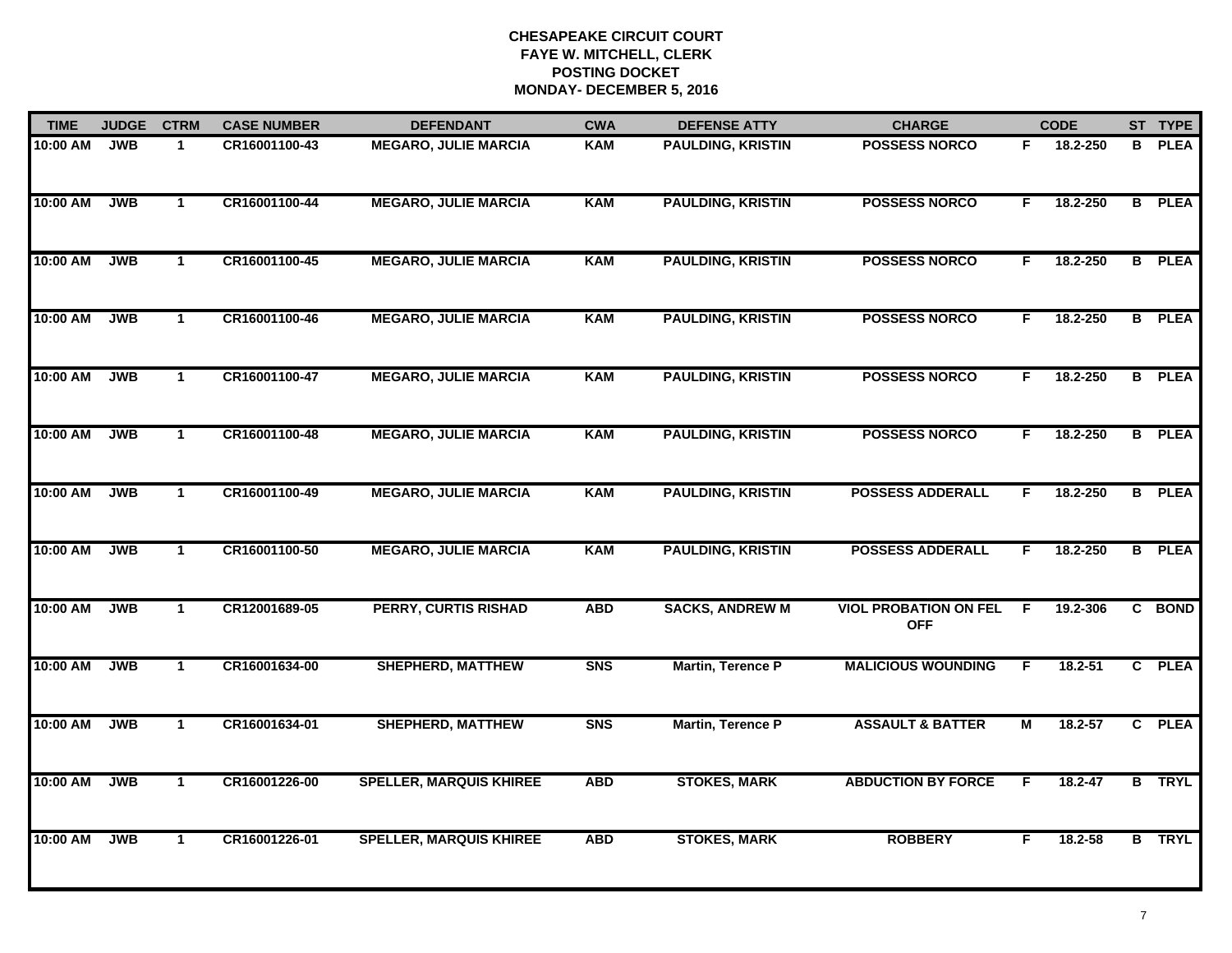# CHESAPEAKE CIRCUIT COURT
## FAYE W. MITCHELL, CLERK
## POSTING DOCKET
## MONDAY- DECEMBER 5, 2016

| TIME | JUDGE | CTRM | CASE NUMBER | DEFENDANT | CWA | DEFENSE ATTY | CHARGE | | CODE | ST | TYPE |
|---|---|---|---|---|---|---|---|---|---|---|---|
| 10:00 AM | JWB | 1 | CR16001100-43 | MEGARO, JULIE MARCIA | KAM | PAULDING, KRISTIN | POSSESS NORCO | F | 18.2-250 | B | PLEA |
| 10:00 AM | JWB | 1 | CR16001100-44 | MEGARO, JULIE MARCIA | KAM | PAULDING, KRISTIN | POSSESS NORCO | F | 18.2-250 | B | PLEA |
| 10:00 AM | JWB | 1 | CR16001100-45 | MEGARO, JULIE MARCIA | KAM | PAULDING, KRISTIN | POSSESS NORCO | F | 18.2-250 | B | PLEA |
| 10:00 AM | JWB | 1 | CR16001100-46 | MEGARO, JULIE MARCIA | KAM | PAULDING, KRISTIN | POSSESS NORCO | F | 18.2-250 | B | PLEA |
| 10:00 AM | JWB | 1 | CR16001100-47 | MEGARO, JULIE MARCIA | KAM | PAULDING, KRISTIN | POSSESS NORCO | F | 18.2-250 | B | PLEA |
| 10:00 AM | JWB | 1 | CR16001100-48 | MEGARO, JULIE MARCIA | KAM | PAULDING, KRISTIN | POSSESS NORCO | F | 18.2-250 | B | PLEA |
| 10:00 AM | JWB | 1 | CR16001100-49 | MEGARO, JULIE MARCIA | KAM | PAULDING, KRISTIN | POSSESS ADDERALL | F | 18.2-250 | B | PLEA |
| 10:00 AM | JWB | 1 | CR16001100-50 | MEGARO, JULIE MARCIA | KAM | PAULDING, KRISTIN | POSSESS ADDERALL | F | 18.2-250 | B | PLEA |
| 10:00 AM | JWB | 1 | CR12001689-05 | PERRY, CURTIS RISHAD | ABD | SACKS, ANDREW M | VIOL PROBATION ON FEL OFF | F | 19.2-306 | C | BOND |
| 10:00 AM | JWB | 1 | CR16001634-00 | SHEPHERD, MATTHEW | SNS | Martin, Terence P | MALICIOUS WOUNDING | F | 18.2-51 | C | PLEA |
| 10:00 AM | JWB | 1 | CR16001634-01 | SHEPHERD, MATTHEW | SNS | Martin, Terence P | ASSAULT & BATTER | M | 18.2-57 | C | PLEA |
| 10:00 AM | JWB | 1 | CR16001226-00 | SPELLER, MARQUIS KHIREE | ABD | STOKES, MARK | ABDUCTION BY FORCE | F | 18.2-47 | B | TRYL |
| 10:00 AM | JWB | 1 | CR16001226-01 | SPELLER, MARQUIS KHIREE | ABD | STOKES, MARK | ROBBERY | F | 18.2-58 | B | TRYL |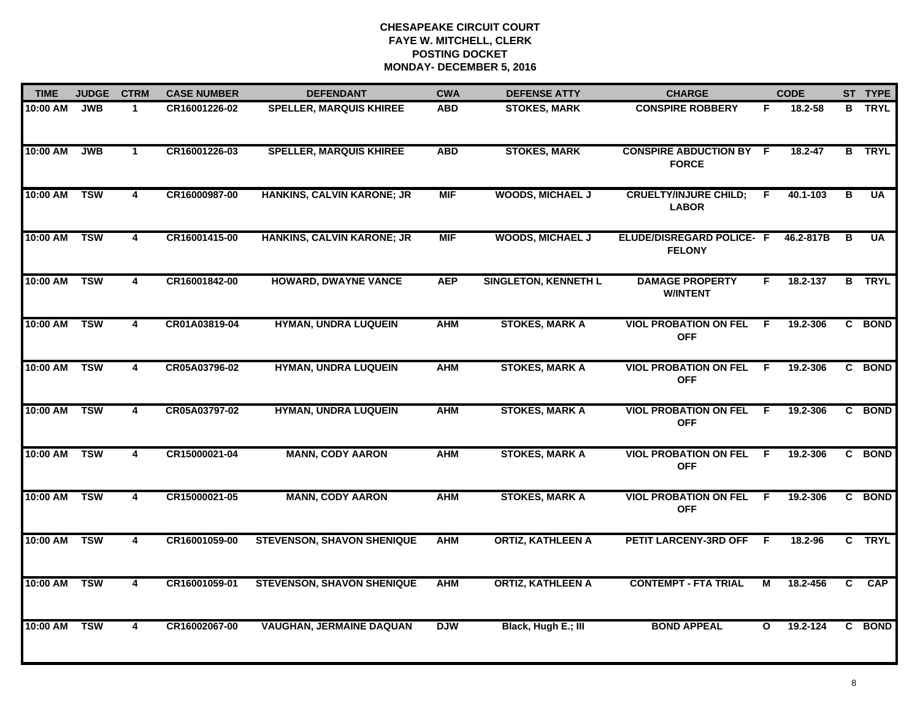# CHESAPEAKE CIRCUIT COURT
## FAYE W. MITCHELL, CLERK
## POSTING DOCKET
## MONDAY- DECEMBER 5, 2016

| TIME | JUDGE | CTRM | CASE NUMBER | DEFENDANT | CWA | DEFENSE ATTY | CHARGE | | CODE | ST | TYPE |
|---|---|---|---|---|---|---|---|---|---|---|---|
| 10:00 AM | JWB | 1 | CR16001226-02 | SPELLER, MARQUIS KHIREE | ABD | STOKES, MARK | CONSPIRE ROBBERY | F | 18.2-58 | B | TRYL |
| 10:00 AM | JWB | 1 | CR16001226-03 | SPELLER, MARQUIS KHIREE | ABD | STOKES, MARK | CONSPIRE ABDUCTION BY FORCE | F | 18.2-47 | B | TRYL |
| 10:00 AM | TSW | 4 | CR16000987-00 | HANKINS, CALVIN KARONE; JR | MIF | WOODS, MICHAEL J | CRUELTY/INJURE CHILD; LABOR | F | 40.1-103 | B | UA |
| 10:00 AM | TSW | 4 | CR16001415-00 | HANKINS, CALVIN KARONE; JR | MIF | WOODS, MICHAEL J | ELUDE/DISREGARD POLICE- FELONY | F | 46.2-817B | B | UA |
| 10:00 AM | TSW | 4 | CR16001842-00 | HOWARD, DWAYNE VANCE | AEP | SINGLETON, KENNETH L | DAMAGE PROPERTY W/INTENT | F | 18.2-137 | B | TRYL |
| 10:00 AM | TSW | 4 | CR01A03819-04 | HYMAN, UNDRA LUQUEIN | AHM | STOKES, MARK A | VIOL PROBATION ON FEL OFF | F | 19.2-306 | C | BOND |
| 10:00 AM | TSW | 4 | CR05A03796-02 | HYMAN, UNDRA LUQUEIN | AHM | STOKES, MARK A | VIOL PROBATION ON FEL OFF | F | 19.2-306 | C | BOND |
| 10:00 AM | TSW | 4 | CR05A03797-02 | HYMAN, UNDRA LUQUEIN | AHM | STOKES, MARK A | VIOL PROBATION ON FEL OFF | F | 19.2-306 | C | BOND |
| 10:00 AM | TSW | 4 | CR15000021-04 | MANN, CODY AARON | AHM | STOKES, MARK A | VIOL PROBATION ON FEL OFF | F | 19.2-306 | C | BOND |
| 10:00 AM | TSW | 4 | CR15000021-05 | MANN, CODY AARON | AHM | STOKES, MARK A | VIOL PROBATION ON FEL OFF | F | 19.2-306 | C | BOND |
| 10:00 AM | TSW | 4 | CR16001059-00 | STEVENSON, SHAVON SHENIQUE | AHM | ORTIZ, KATHLEEN A | PETIT LARCENY-3RD OFF | F | 18.2-96 | C | TRYL |
| 10:00 AM | TSW | 4 | CR16001059-01 | STEVENSON, SHAVON SHENIQUE | AHM | ORTIZ, KATHLEEN A | CONTEMPT - FTA TRIAL | M | 18.2-456 | C | CAP |
| 10:00 AM | TSW | 4 | CR16002067-00 | VAUGHAN, JERMAINE DAQUAN | DJW | Black, Hugh E.; III | BOND APPEAL | O | 19.2-124 | C | BOND |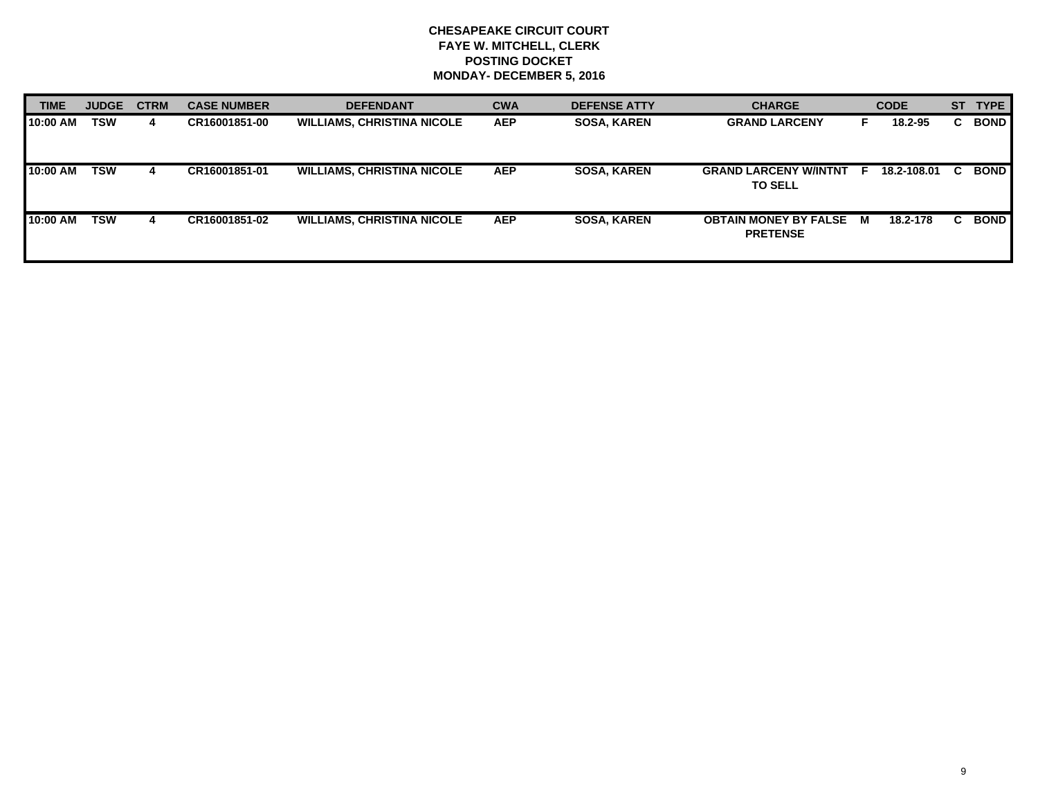**CHESAPEAKE CIRCUIT COURT**
**FAYE W. MITCHELL, CLERK**
**POSTING DOCKET**
**MONDAY- DECEMBER 5, 2016**

| TIME | JUDGE | CTRM | CASE NUMBER | DEFENDANT | CWA | DEFENSE ATTY | CHARGE | | CODE | ST | TYPE |
|---|---|---|---|---|---|---|---|---|---|---|---|
| 10:00 AM | TSW | 4 | CR16001851-00 | WILLIAMS, CHRISTINA NICOLE | AEP | SOSA, KAREN | GRAND LARCENY | F | 18.2-95 | C | BOND |
| 10:00 AM | TSW | 4 | CR16001851-01 | WILLIAMS, CHRISTINA NICOLE | AEP | SOSA, KAREN | GRAND LARCENY W/INTNT TO SELL | F | 18.2-108.01 | C | BOND |
| 10:00 AM | TSW | 4 | CR16001851-02 | WILLIAMS, CHRISTINA NICOLE | AEP | SOSA, KAREN | OBTAIN MONEY BY FALSE PRETENSE | M | 18.2-178 | C | BOND |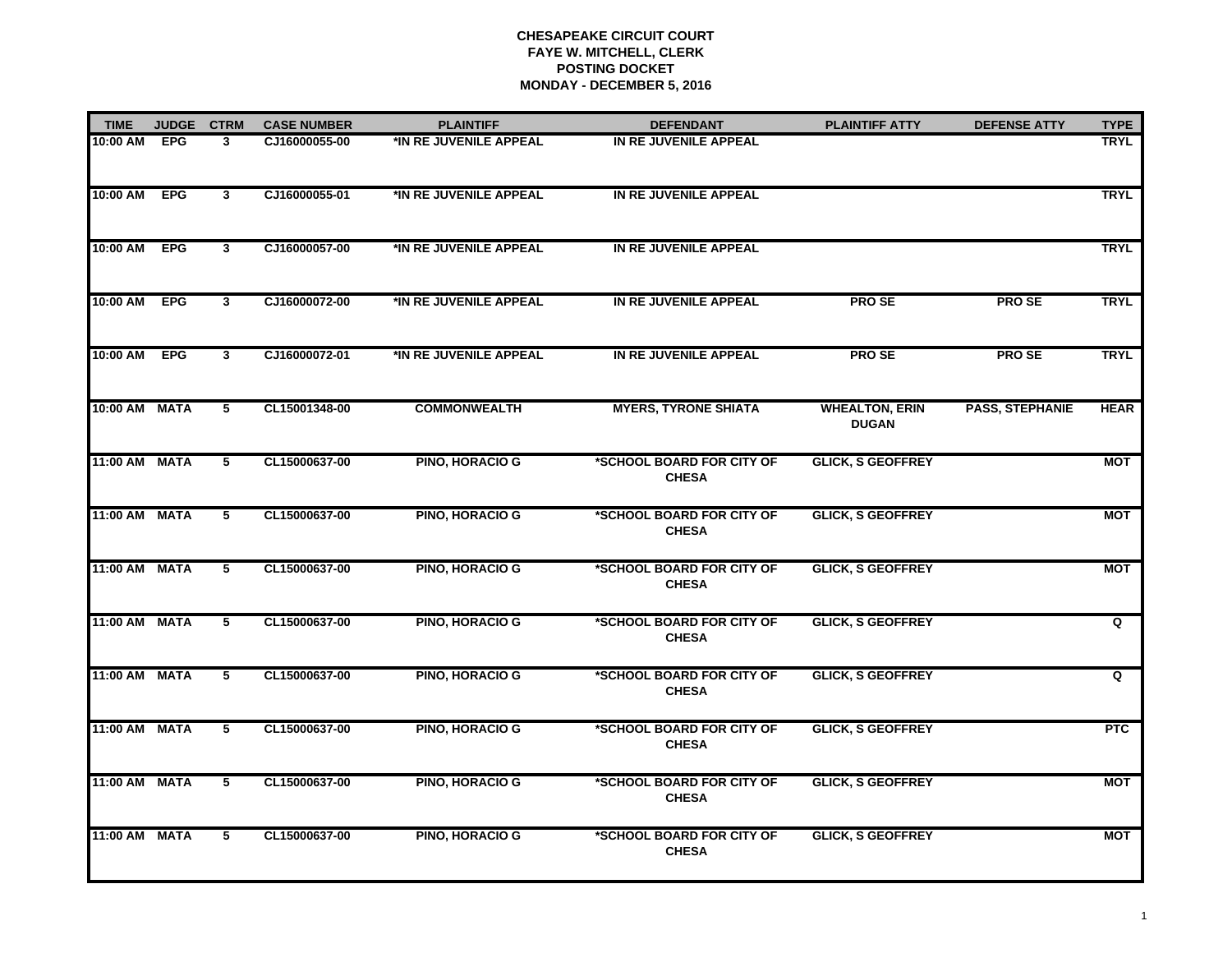**CHESAPEAKE CIRCUIT COURT**
**FAYE W. MITCHELL, CLERK**
**POSTING DOCKET**
**MONDAY - DECEMBER 5, 2016**

| TIME | JUDGE | CTRM | CASE NUMBER | PLAINTIFF | DEFENDANT | PLAINTIFF ATTY | DEFENSE ATTY | TYPE |
|---|---|---|---|---|---|---|---|---|
| 10:00 AM | EPG | 3 | CJ16000055-00 | *IN RE JUVENILE APPEAL | IN RE JUVENILE APPEAL | | | TRYL |
| 10:00 AM | EPG | 3 | CJ16000055-01 | *IN RE JUVENILE APPEAL | IN RE JUVENILE APPEAL | | | TRYL |
| 10:00 AM | EPG | 3 | CJ16000057-00 | *IN RE JUVENILE APPEAL | IN RE JUVENILE APPEAL | | | TRYL |
| 10:00 AM | EPG | 3 | CJ16000072-00 | *IN RE JUVENILE APPEAL | IN RE JUVENILE APPEAL | PRO SE | PRO SE | TRYL |
| 10:00 AM | EPG | 3 | CJ16000072-01 | *IN RE JUVENILE APPEAL | IN RE JUVENILE APPEAL | PRO SE | PRO SE | TRYL |
| 10:00 AM | MATA | 5 | CL15001348-00 | COMMONWEALTH | MYERS, TYRONE SHIATA | WHEALTON, ERIN DUGAN | PASS, STEPHANIE | HEAR |
| 11:00 AM | MATA | 5 | CL15000637-00 | PINO, HORACIO G | *SCHOOL BOARD FOR CITY OF CHESA | GLICK, S GEOFFREY | | MOT |
| 11:00 AM | MATA | 5 | CL15000637-00 | PINO, HORACIO G | *SCHOOL BOARD FOR CITY OF CHESA | GLICK, S GEOFFREY | | MOT |
| 11:00 AM | MATA | 5 | CL15000637-00 | PINO, HORACIO G | *SCHOOL BOARD FOR CITY OF CHESA | GLICK, S GEOFFREY | | MOT |
| 11:00 AM | MATA | 5 | CL15000637-00 | PINO, HORACIO G | *SCHOOL BOARD FOR CITY OF CHESA | GLICK, S GEOFFREY | | Q |
| 11:00 AM | MATA | 5 | CL15000637-00 | PINO, HORACIO G | *SCHOOL BOARD FOR CITY OF CHESA | GLICK, S GEOFFREY | | Q |
| 11:00 AM | MATA | 5 | CL15000637-00 | PINO, HORACIO G | *SCHOOL BOARD FOR CITY OF CHESA | GLICK, S GEOFFREY | | PTC |
| 11:00 AM | MATA | 5 | CL15000637-00 | PINO, HORACIO G | *SCHOOL BOARD FOR CITY OF CHESA | GLICK, S GEOFFREY | | MOT |
| 11:00 AM | MATA | 5 | CL15000637-00 | PINO, HORACIO G | *SCHOOL BOARD FOR CITY OF CHESA | GLICK, S GEOFFREY | | MOT |